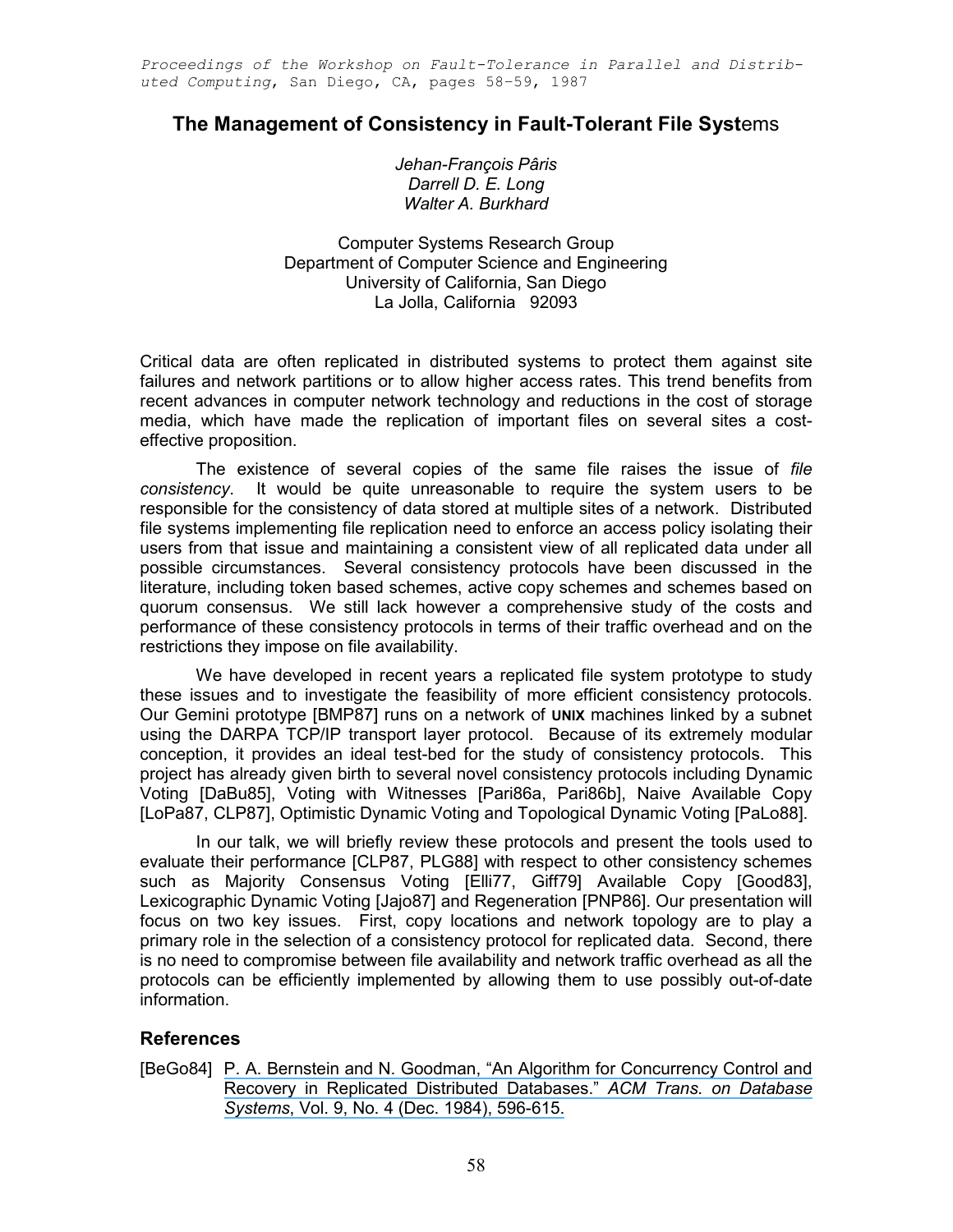*Proceedings of the Workshop on Fault-Tolerance in Parallel and Distributed Computing*, San Diego, CA, pages 58-59, 1987

# The Management of Consistency in Fault-Tolerant File Systems

*Jehan-François Pâris*
*Darrell D. E. Long*
*Walter A. Burkhard*

Computer Systems Research Group
Department of Computer Science and Engineering
University of California, San Diego
La Jolla, California 92093

Critical data are often replicated in distributed systems to protect them against site failures and network partitions or to allow higher access rates. This trend benefits from recent advances in computer network technology and reductions in the cost of storage media, which have made the replication of important files on several sites a cost-effective proposition.

The existence of several copies of the same file raises the issue of *file consistency*. It would be quite unreasonable to require the system users to be responsible for the consistency of data stored at multiple sites of a network. Distributed file systems implementing file replication need to enforce an access policy isolating their users from that issue and maintaining a consistent view of all replicated data under all possible circumstances. Several consistency protocols have been discussed in the literature, including token based schemes, active copy schemes and schemes based on quorum consensus. We still lack however a comprehensive study of the costs and performance of these consistency protocols in terms of their traffic overhead and on the restrictions they impose on file availability.

We have developed in recent years a replicated file system prototype to study these issues and to investigate the feasibility of more efficient consistency protocols. Our Gemini prototype [BMP87] runs on a network of **UNIX** machines linked by a subnet using the DARPA TCP/IP transport layer protocol. Because of its extremely modular conception, it provides an ideal test-bed for the study of consistency protocols. This project has already given birth to several novel consistency protocols including Dynamic Voting [DaBu85], Voting with Witnesses [Pari86a, Pari86b], Naive Available Copy [LoPa87, CLP87], Optimistic Dynamic Voting and Topological Dynamic Voting [PaLo88].

In our talk, we will briefly review these protocols and present the tools used to evaluate their performance [CLP87, PLG88] with respect to other consistency schemes such as Majority Consensus Voting [Elli77, Giff79] Available Copy [Good83], Lexicographic Dynamic Voting [Jajo87] and Regeneration [PNP86]. Our presentation will focus on two key issues. First, copy locations and network topology are to play a primary role in the selection of a consistency protocol for replicated data. Second, there is no need to compromise between file availability and network traffic overhead as all the protocols can be efficiently implemented by allowing them to use possibly out-of-date information.

## References

[BeGo84] P. A. Bernstein and N. Goodman, "An Algorithm for Concurrency Control and Recovery in Replicated Distributed Databases." *ACM Trans. on Database Systems*, Vol. 9, No. 4 (Dec. 1984), 596-615.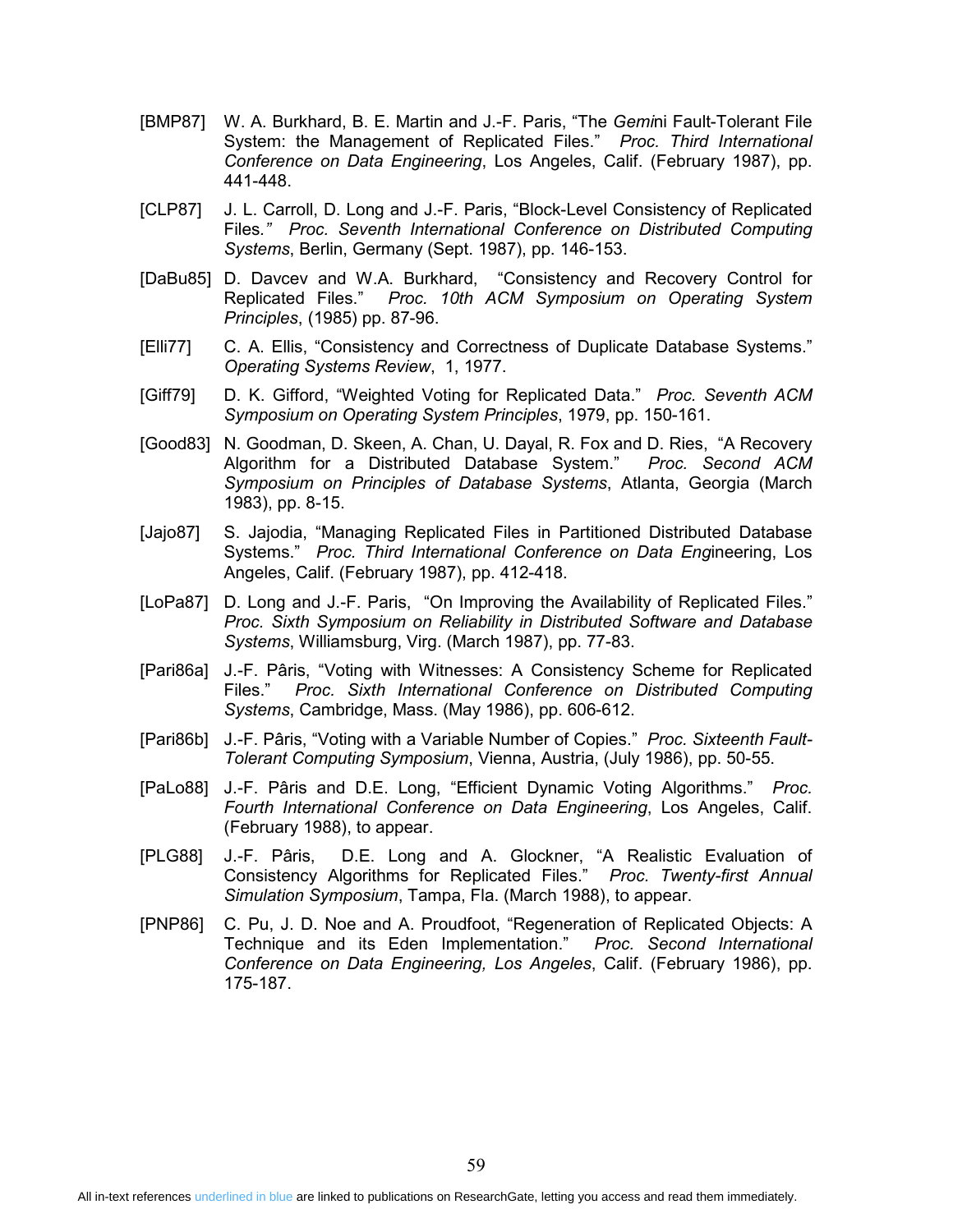[BMP87] W. A. Burkhard, B. E. Martin and J.-F. Paris, "The *Gemi*ni Fault-Tolerant File System: the Management of Replicated Files." *Proc. Third International Conference on Data Engineering*, Los Angeles, Calif. (February 1987), pp. 441-448.

[CLP87] J. L. Carroll, D. Long and J.-F. Paris, "Block-Level Consistency of Replicated Files." *Proc. Seventh International Conference on Distributed Computing Systems*, Berlin, Germany (Sept. 1987), pp. 146-153.

[DaBu85] D. Davcev and W.A. Burkhard, "Consistency and Recovery Control for Replicated Files." *Proc. 10th ACM Symposium on Operating System Principles*, (1985) pp. 87-96.

[Elli77] C. A. Ellis, "Consistency and Correctness of Duplicate Database Systems." *Operating Systems Review*, 1, 1977.

[Giff79] D. K. Gifford, "Weighted Voting for Replicated Data." *Proc. Seventh ACM Symposium on Operating System Principles*, 1979, pp. 150-161.

[Good83] N. Goodman, D. Skeen, A. Chan, U. Dayal, R. Fox and D. Ries, "A Recovery Algorithm for a Distributed Database System." *Proc. Second ACM Symposium on Principles of Database Systems*, Atlanta, Georgia (March 1983), pp. 8-15.

[Jajo87] S. Jajodia, "Managing Replicated Files in Partitioned Distributed Database Systems." *Proc. Third International Conference on Data Eng*ineering, Los Angeles, Calif. (February 1987), pp. 412-418.

[LoPa87] D. Long and J.-F. Paris, "On Improving the Availability of Replicated Files." *Proc. Sixth Symposium on Reliability in Distributed Software and Database Systems*, Williamsburg, Virg. (March 1987), pp. 77-83.

[Pari86a] J.-F. Pâris, "Voting with Witnesses: A Consistency Scheme for Replicated Files." *Proc. Sixth International Conference on Distributed Computing Systems*, Cambridge, Mass. (May 1986), pp. 606-612.

[Pari86b] J.-F. Pâris, "Voting with a Variable Number of Copies." *Proc. Sixteenth Fault-Tolerant Computing Symposium*, Vienna, Austria, (July 1986), pp. 50-55.

[PaLo88] J.-F. Pâris and D.E. Long, "Efficient Dynamic Voting Algorithms." *Proc. Fourth International Conference on Data Engineering*, Los Angeles, Calif. (February 1988), to appear.

[PLG88] J.-F. Pâris, D.E. Long and A. Glockner, "A Realistic Evaluation of Consistency Algorithms for Replicated Files." *Proc. Twenty-first Annual Simulation Symposium*, Tampa, Fla. (March 1988), to appear.

[PNP86] C. Pu, J. D. Noe and A. Proudfoot, "Regeneration of Replicated Objects: A Technique and its Eden Implementation." *Proc. Second International Conference on Data Engineering, Los Angeles*, Calif. (February 1986), pp. 175-187.